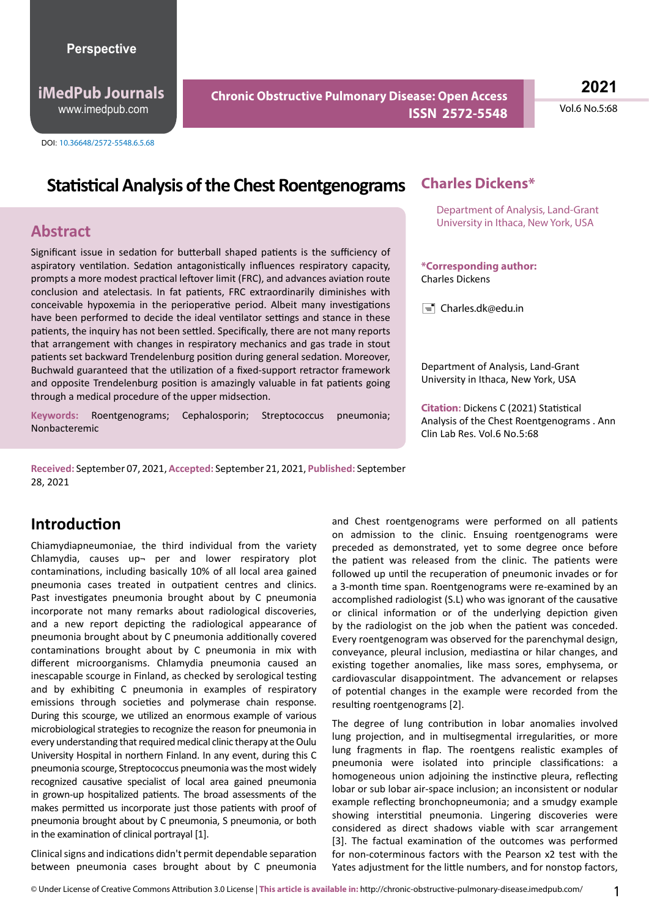# Statistical Analysis of the Chest Roentgenograms

**Charles Dickens***

Department of Analysis, Land-Grant University in Ithaca, New York, USA

***Corresponding author:** Charles Dickens

Charles.dk@edu.in

Department of Analysis, Land-Grant University in Ithaca, New York, USA

**Citation:** Dickens C (2021) Statistical Analysis of the Chest Roentgenograms . Ann Clin Lab Res. Vol.6 No.5:68

DOI: 10.36648/2572-5548.6.5.68

## Abstract

Significant issue in sedation for butterball shaped patients is the sufficiency of aspiratory ventilation. Sedation antagonistically influences respiratory capacity, prompts a more modest practical leftover limit (FRC), and advances aviation route conclusion and atelectasis. In fat patients, FRC extraordinarily diminishes with conceivable hypoxemia in the perioperative period. Albeit many investigations have been performed to decide the ideal ventilator settings and stance in these patients, the inquiry has not been settled. Specifically, there are not many reports that arrangement with changes in respiratory mechanics and gas trade in stout patients set backward Trendelenburg position during general sedation. Moreover, Buchwald guaranteed that the utilization of a fixed-support retractor framework and opposite Trendelenburg position is amazingly valuable in fat patients going through a medical procedure of the upper midsection.

**Keywords:** Roentgenograms; Cephalosporin; Streptococcus pneumonia; Nonbacteremic

**Received:** September 07, 2021, **Accepted:** September 21, 2021, **Published:** September 28, 2021

## Introduction

Chiamydiapneumoniae, the third individual from the variety Chlamydia, causes up¬ per and lower respiratory plot contaminations, including basically 10% of all local area gained pneumonia cases treated in outpatient centres and clinics. Past investigates pneumonia brought about by C pneumonia incorporate not many remarks about radiological discoveries, and a new report depicting the radiological appearance of pneumonia brought about by C pneumonia additionally covered contaminations brought about by C pneumonia in mix with different microorganisms. Chlamydia pneumonia caused an inescapable scourge in Finland, as checked by serological testing and by exhibiting C pneumonia in examples of respiratory emissions through societies and polymerase chain response. During this scourge, we utilized an enormous example of various microbiological strategies to recognize the reason for pneumonia in every understanding that required medical clinic therapy at the Oulu University Hospital in northern Finland. In any event, during this C pneumonia scourge, Streptococcus pneumonia was the most widely recognized causative specialist of local area gained pneumonia in grown-up hospitalized patients. The broad assessments of the makes permitted us incorporate just those patients with proof of pneumonia brought about by C pneumonia, S pneumonia, or both in the examination of clinical portrayal [1].

Clinical signs and indications didn't permit dependable separation between pneumonia cases brought about by C pneumonia and Chest roentgenograms were performed on all patients on admission to the clinic. Ensuing roentgenograms were preceded as demonstrated, yet to some degree once before the patient was released from the clinic. The patients were followed up until the recuperation of pneumonic invades or for a 3-month time span. Roentgenograms were re-examined by an accomplished radiologist (S.L) who was ignorant of the causative or clinical information or of the underlying depiction given by the radiologist on the job when the patient was conceded. Every roentgenogram was observed for the parenchymal design, conveyance, pleural inclusion, mediastina or hilar changes, and existing together anomalies, like mass sores, emphysema, or cardiovascular disappointment. The advancement or relapses of potential changes in the example were recorded from the resulting roentgenograms [2].

The degree of lung contribution in lobar anomalies involved lung projection, and in multisegmental irregularities, or more lung fragments in flap. The roentgens realistic examples of pneumonia were isolated into principle classifications: a homogeneous union adjoining the instinctive pleura, reflecting lobar or sub lobar air-space inclusion; an inconsistent or nodular example reflecting bronchopneumonia; and a smudgy example showing interstitial pneumonia. Lingering discoveries were considered as direct shadows viable with scar arrangement [3]. The factual examination of the outcomes was performed for non-coterminous factors with the Pearson x2 test with the Yates adjustment for the little numbers, and for nonstop factors,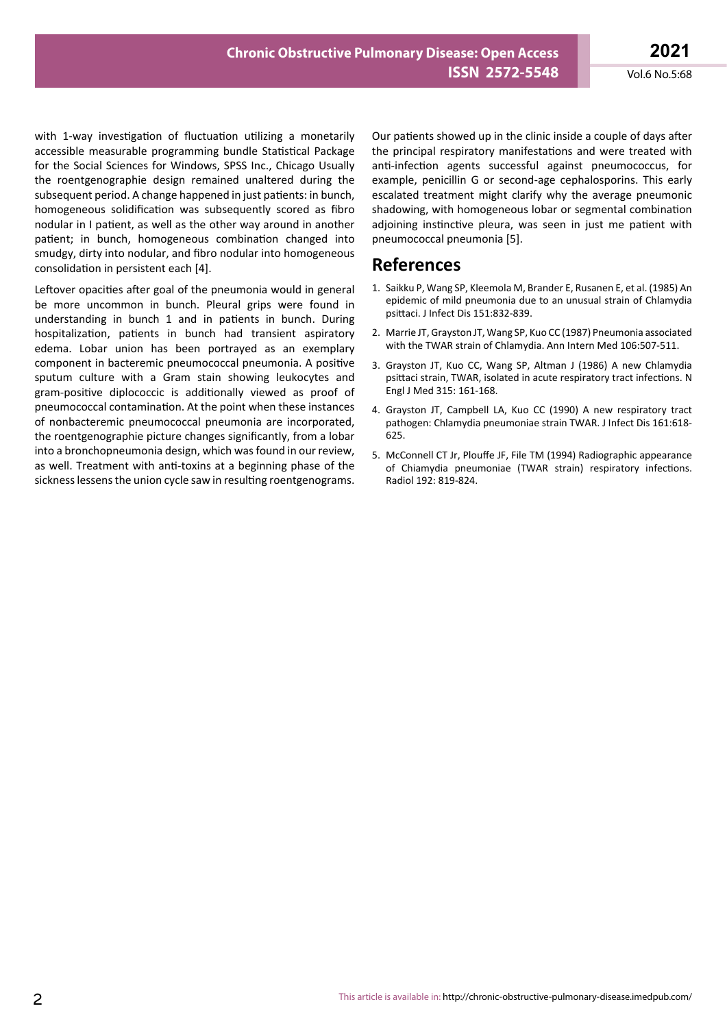with 1-way investigation of fluctuation utilizing a monetarily accessible measurable programming bundle Statistical Package for the Social Sciences for Windows, SPSS Inc., Chicago Usually the roentgenographie design remained unaltered during the subsequent period. A change happened in just patients: in bunch, homogeneous solidification was subsequently scored as fibro nodular in I patient, as well as the other way around in another patient; in bunch, homogeneous combination changed into smudgy, dirty into nodular, and fibro nodular into homogeneous consolidation in persistent each [4].

Leftover opacities after goal of the pneumonia would in general be more uncommon in bunch. Pleural grips were found in understanding in bunch 1 and in patients in bunch. During hospitalization, patients in bunch had transient aspiratory edema. Lobar union has been portrayed as an exemplary component in bacteremic pneumococcal pneumonia. A positive sputum culture with a Gram stain showing leukocytes and gram-positive diplococcic is additionally viewed as proof of pneumococcal contamination. At the point when these instances of nonbacteremic pneumococcal pneumonia are incorporated, the roentgenographie picture changes significantly, from a lobar into a bronchopneumonia design, which was found in our review, as well. Treatment with anti-toxins at a beginning phase of the sickness lessens the union cycle saw in resulting roentgenograms.

Our patients showed up in the clinic inside a couple of days after the principal respiratory manifestations and were treated with anti-infection agents successful against pneumococcus, for example, penicillin G or second-age cephalosporins. This early escalated treatment might clarify why the average pneumonic shadowing, with homogeneous lobar or segmental combination adjoining instinctive pleura, was seen in just me patient with pneumococcal pneumonia [5].

## References

1. Saikku P, Wang SP, Kleemola M, Brander E, Rusanen E, et al. (1985) An epidemic of mild pneumonia due to an unusual strain of Chlamydia psittaci. J Infect Dis 151:832-839.
2. Marrie JT, Grayston JT, Wang SP, Kuo CC (1987) Pneumonia associated with the TWAR strain of Chlamydia. Ann Intern Med 106:507-511.
3. Grayston JT, Kuo CC, Wang SP, Altman J (1986) A new Chlamydia psittaci strain, TWAR, isolated in acute respiratory tract infections. N Engl J Med 315: 161-168.
4. Grayston JT, Campbell LA, Kuo CC (1990) A new respiratory tract pathogen: Chlamydia pneumoniae strain TWAR. J Infect Dis 161:618-625.
5. McConnell CT Jr, Plouffe JF, File TM (1994) Radiographic appearance of Chiamydia pneumoniae (TWAR strain) respiratory infections. Radiol 192: 819-824.